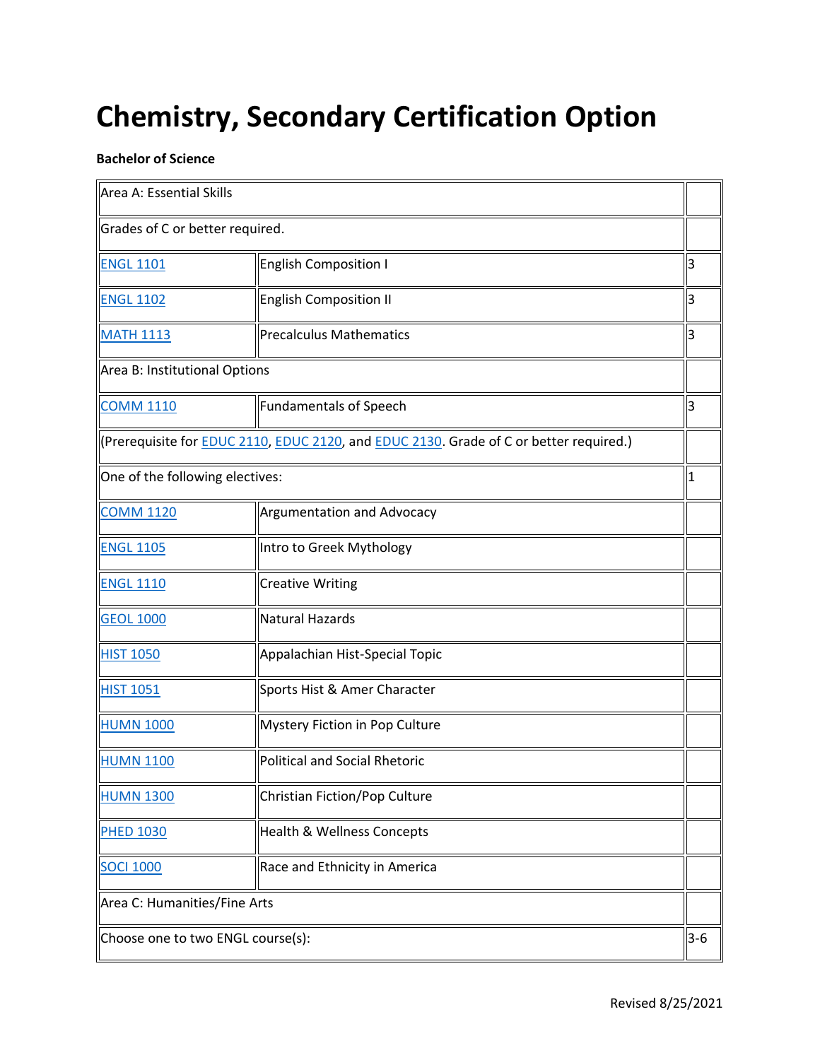# Chemistry, Secondary Certification Option

**Bachelor of Science**

| | | |
|---|---|---|
| Area A: Essential Skills | | |
| Grades of C or better required. | | |
| ENGL 1101 | English Composition I | 3 |
| ENGL 1102 | English Composition II | 3 |
| MATH 1113 | Precalculus Mathematics | 3 |
| Area B: Institutional Options | | |
| COMM 1110 | Fundamentals of Speech | 3 |
| (Prerequisite for EDUC 2110, EDUC 2120, and EDUC 2130. Grade of C or better required.) | | |
| One of the following electives: | | 1 |
| COMM 1120 | Argumentation and Advocacy | |
| ENGL 1105 | Intro to Greek Mythology | |
| ENGL 1110 | Creative Writing | |
| GEOL 1000 | Natural Hazards | |
| HIST 1050 | Appalachian Hist-Special Topic | |
| HIST 1051 | Sports Hist & Amer Character | |
| HUMN 1000 | Mystery Fiction in Pop Culture | |
| HUMN 1100 | Political and Social Rhetoric | |
| HUMN 1300 | Christian Fiction/Pop Culture | |
| PHED 1030 | Health & Wellness Concepts | |
| SOCI 1000 | Race and Ethnicity in America | |
| Area C: Humanities/Fine Arts | | |
| Choose one to two ENGL course(s): | | 3-6 |

Revised 8/25/2021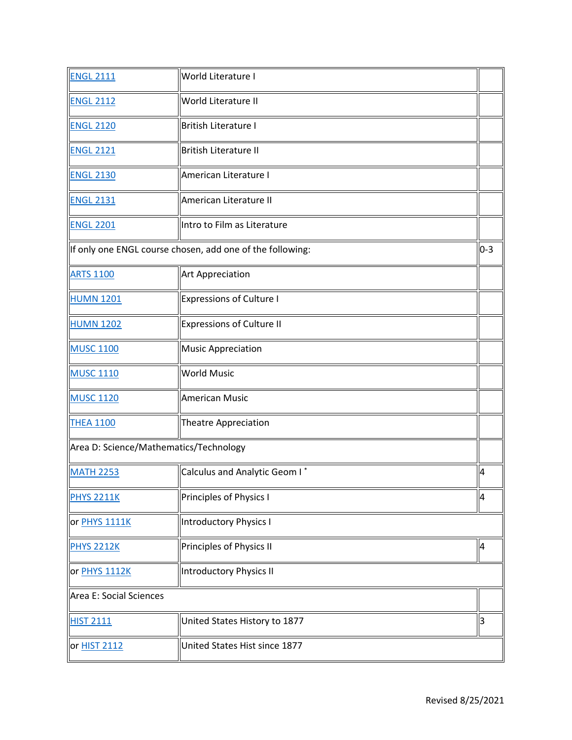| | | |
|---|---|---|
| ENGL 2111 | World Literature I | |
| ENGL 2112 | World Literature II | |
| ENGL 2120 | British Literature I | |
| ENGL 2121 | British Literature II | |
| ENGL 2130 | American Literature I | |
| ENGL 2131 | American Literature II | |
| ENGL 2201 | Intro to Film as Literature | |
| If only one ENGL course chosen, add one of the following: | | 0-3 |
| ARTS 1100 | Art Appreciation | |
| HUMN 1201 | Expressions of Culture I | |
| HUMN 1202 | Expressions of Culture II | |
| MUSC 1100 | Music Appreciation | |
| MUSC 1110 | World Music | |
| MUSC 1120 | American Music | |
| THEA 1100 | Theatre Appreciation | |
| Area D: Science/Mathematics/Technology | | |
| MATH 2253 | Calculus and Analytic Geom I * | 4 |
| PHYS 2211K | Principles of Physics I | 4 |
| or PHYS 1111K | Introductory Physics I | |
| PHYS 2212K | Principles of Physics II | 4 |
| or PHYS 1112K | Introductory Physics II | |
| Area E: Social Sciences | | |
| HIST 2111 | United States History to 1877 | 3 |
| or HIST 2112 | United States Hist since 1877 | |

Revised 8/25/2021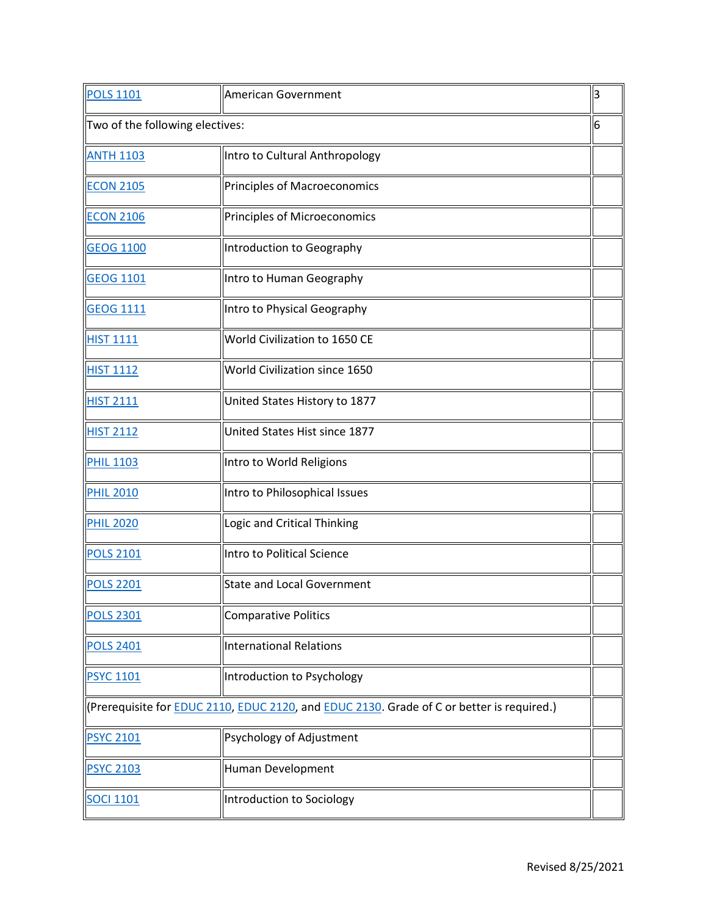| | | |
|---|---|---|
| POLS 1101 | American Government | 3 |
| Two of the following electives: | | 6 |
| ANTH 1103 | Intro to Cultural Anthropology | |
| ECON 2105 | Principles of Macroeconomics | |
| ECON 2106 | Principles of Microeconomics | |
| GEOG 1100 | Introduction to Geography | |
| GEOG 1101 | Intro to Human Geography | |
| GEOG 1111 | Intro to Physical Geography | |
| HIST 1111 | World Civilization to 1650 CE | |
| HIST 1112 | World Civilization since 1650 | |
| HIST 2111 | United States History to 1877 | |
| HIST 2112 | United States Hist since 1877 | |
| PHIL 1103 | Intro to World Religions | |
| PHIL 2010 | Intro to Philosophical Issues | |
| PHIL 2020 | Logic and Critical Thinking | |
| POLS 2101 | Intro to Political Science | |
| POLS 2201 | State and Local Government | |
| POLS 2301 | Comparative Politics | |
| POLS 2401 | International Relations | |
| PSYC 1101 | Introduction to Psychology | |
| (Prerequisite for EDUC 2110, EDUC 2120, and EDUC 2130. Grade of C or better is required.) | | |
| PSYC 2101 | Psychology of Adjustment | |
| PSYC 2103 | Human Development | |
| SOCI 1101 | Introduction to Sociology | |

Revised 8/25/2021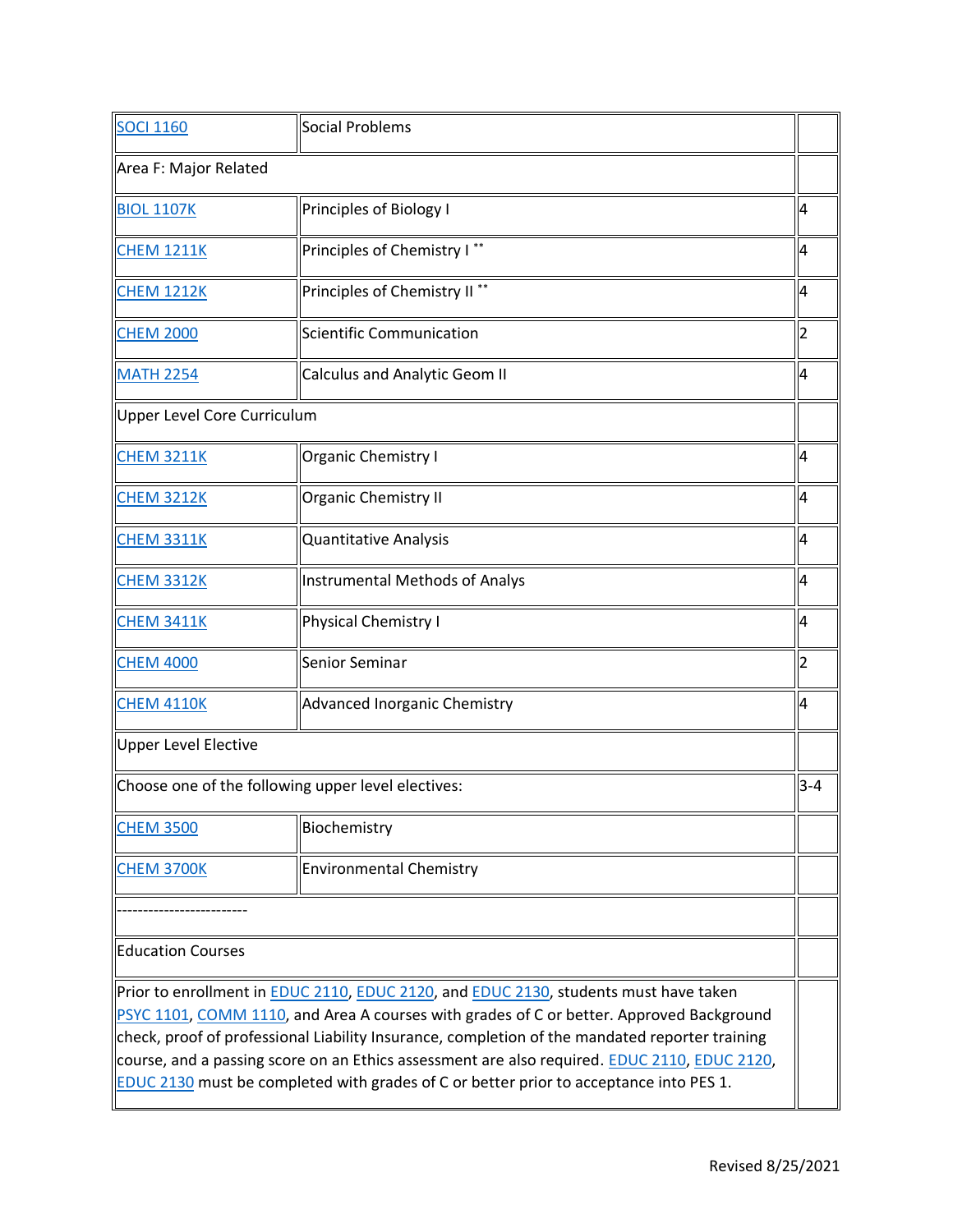| | | |
|---|---|---|
| SOCI 1160 | Social Problems | |
| Area F: Major Related | | |
| BIOL 1107K | Principles of Biology I | 4 |
| CHEM 1211K | Principles of Chemistry I ** | 4 |
| CHEM 1212K | Principles of Chemistry II ** | 4 |
| CHEM 2000 | Scientific Communication | 2 |
| MATH 2254 | Calculus and Analytic Geom II | 4 |
| Upper Level Core Curriculum | | |
| CHEM 3211K | Organic Chemistry I | 4 |
| CHEM 3212K | Organic Chemistry II | 4 |
| CHEM 3311K | Quantitative Analysis | 4 |
| CHEM 3312K | Instrumental Methods of Analys | 4 |
| CHEM 3411K | Physical Chemistry I | 4 |
| CHEM 4000 | Senior Seminar | 2 |
| CHEM 4110K | Advanced Inorganic Chemistry | 4 |
| Upper Level Elective | | |
| Choose one of the following upper level electives: | | 3-4 |
| CHEM 3500 | Biochemistry | |
| CHEM 3700K | Environmental Chemistry | |
| ------------------------- | | |
| Education Courses | | |
| Prior to enrollment in EDUC 2110, EDUC 2120, and EDUC 2130, students must have taken PSYC 1101, COMM 1110, and Area A courses with grades of C or better. Approved Background check, proof of professional Liability Insurance, completion of the mandated reporter training course, and a passing score on an Ethics assessment are also required. EDUC 2110, EDUC 2120, EDUC 2130 must be completed with grades of C or better prior to acceptance into PES 1. | | |

Revised 8/25/2021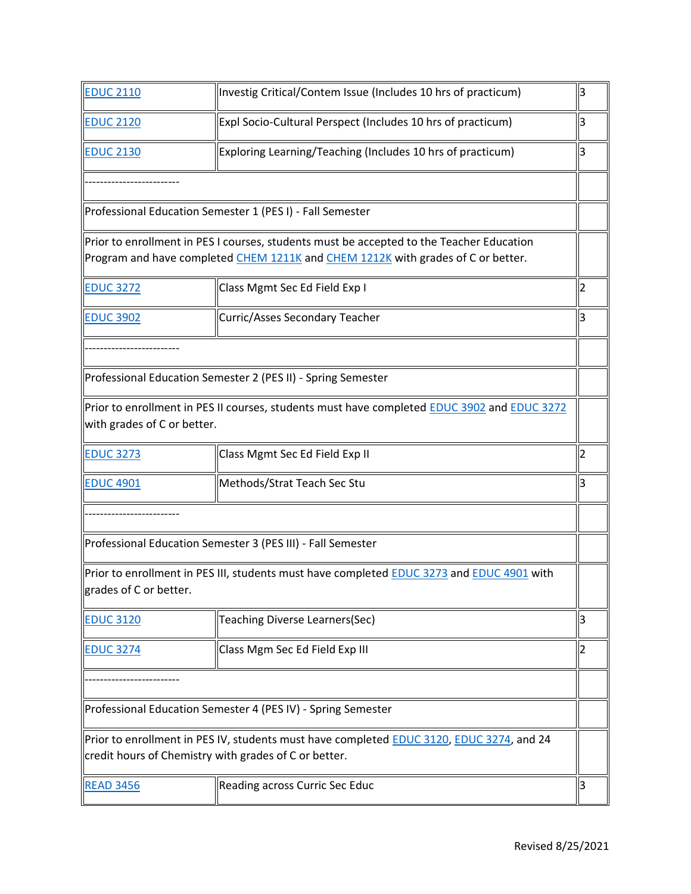| | | |
|---|---|---|
| EDUC 2110 | Investig Critical/Contem Issue (Includes 10 hrs of practicum) | 3 |
| EDUC 2120 | Expl Socio-Cultural Perspect (Includes 10 hrs of practicum) | 3 |
| EDUC 2130 | Exploring Learning/Teaching (Includes 10 hrs of practicum) | 3 |
| ------------------------ | | |
| Professional Education Semester 1 (PES I) - Fall Semester | | |
| Prior to enrollment in PES I courses, students must be accepted to the Teacher Education Program and have completed CHEM 1211K and CHEM 1212K with grades of C or better. | | |
| EDUC 3272 | Class Mgmt Sec Ed Field Exp I | 2 |
| EDUC 3902 | Curric/Asses Secondary Teacher | 3 |
| ------------------------ | | |
| Professional Education Semester 2 (PES II) - Spring Semester | | |
| Prior to enrollment in PES II courses, students must have completed EDUC 3902 and EDUC 3272 with grades of C or better. | | |
| EDUC 3273 | Class Mgmt Sec Ed Field Exp II | 2 |
| EDUC 4901 | Methods/Strat Teach Sec Stu | 3 |
| ------------------------ | | |
| Professional Education Semester 3 (PES III) - Fall Semester | | |
| Prior to enrollment in PES III, students must have completed EDUC 3273 and EDUC 4901 with grades of C or better. | | |
| EDUC 3120 | Teaching Diverse Learners(Sec) | 3 |
| EDUC 3274 | Class Mgm Sec Ed Field Exp III | 2 |
| ------------------------ | | |
| Professional Education Semester 4 (PES IV) - Spring Semester | | |
| Prior to enrollment in PES IV, students must have completed EDUC 3120, EDUC 3274, and 24 credit hours of Chemistry with grades of C or better. | | |
| READ 3456 | Reading across Curric Sec Educ | 3 |

Revised 8/25/2021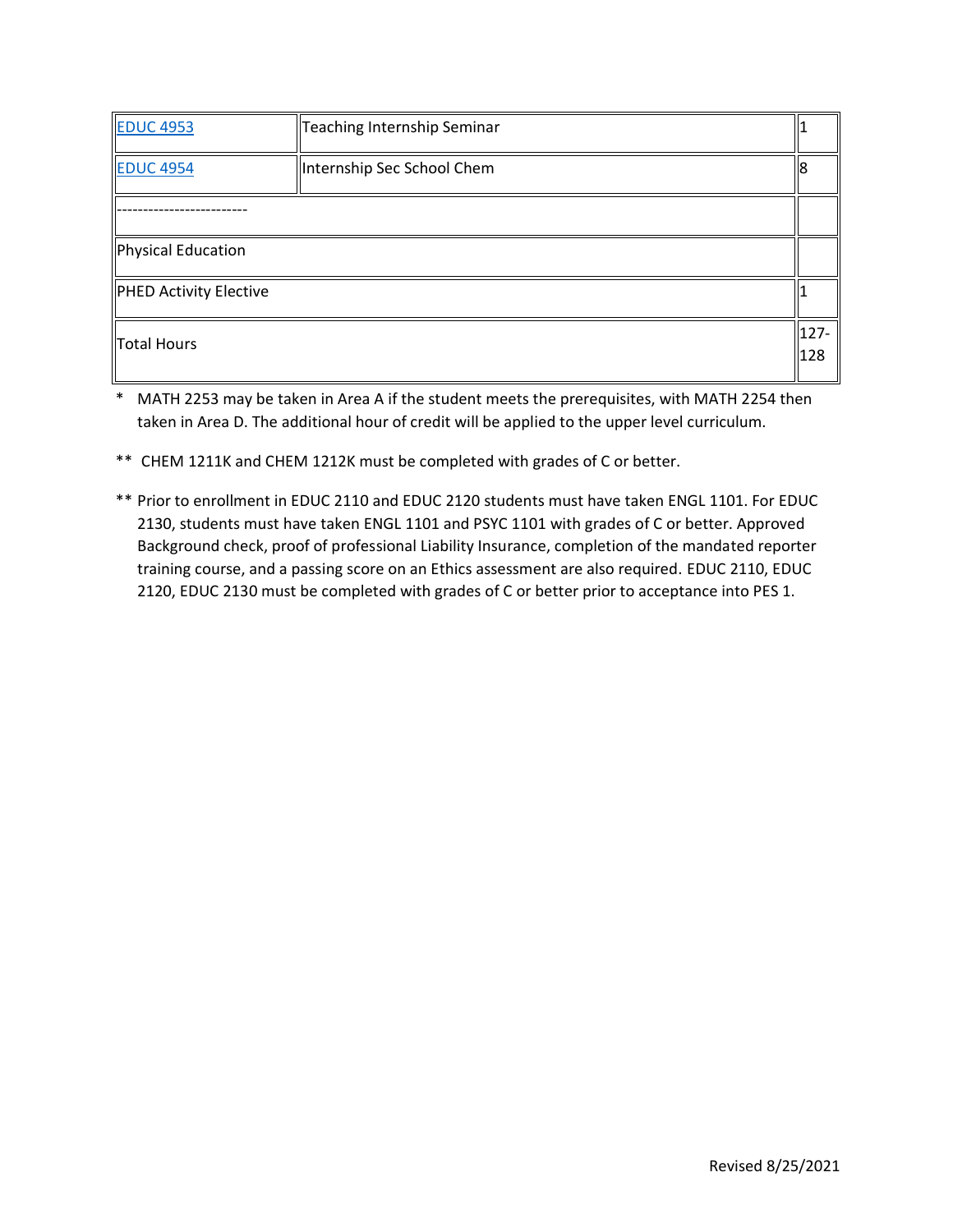| | | |
|---|---|---|
| [EDUC 4953] | Teaching Internship Seminar | 1 |
| [EDUC 4954] | Internship Sec School Chem | 8 |
| ------------------------- | | |
| Physical Education | | |
| PHED Activity Elective | | 1 |
| Total Hours | | 127-128 |

\* MATH 2253 may be taken in Area A if the student meets the prerequisites, with MATH 2254 then taken in Area D. The additional hour of credit will be applied to the upper level curriculum.

\** CHEM 1211K and CHEM 1212K must be completed with grades of C or better.

\** Prior to enrollment in EDUC 2110 and EDUC 2120 students must have taken ENGL 1101. For EDUC 2130, students must have taken ENGL 1101 and PSYC 1101 with grades of C or better. Approved Background check, proof of professional Liability Insurance, completion of the mandated reporter training course, and a passing score on an Ethics assessment are also required. EDUC 2110, EDUC 2120, EDUC 2130 must be completed with grades of C or better prior to acceptance into PES 1.

Revised 8/25/2021